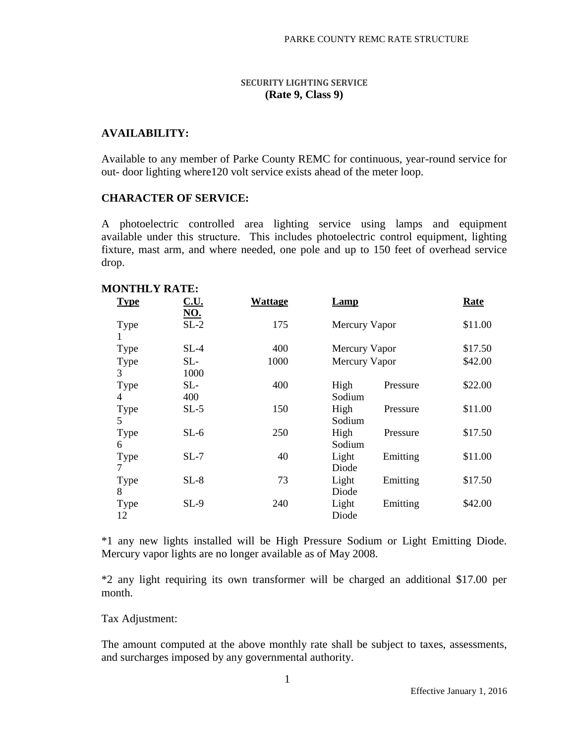### SECURITY LIGHTING SERVICE
**(Rate 9, Class 9)**

## AVAILABILITY:

Available to any member of Parke County REMC for continuous, year-round service for out- door lighting where120 volt service exists ahead of the meter loop.

## CHARACTER OF SERVICE:

A photoelectric controlled area lighting service using lamps and equipment available under this structure. This includes photoelectric control equipment, lighting fixture, mast arm, and where needed, one pole and up to 150 feet of overhead service drop.

## MONTHLY RATE:

| Type | C.U. NO. | Wattage | Lamp | Rate |
|---|---|---|---|---|
| Type 1 | SL-2 | 175 | Mercury Vapor | $11.00 |
| Type | SL-4 | 400 | Mercury Vapor | $17.50 |
| Type 3 | SL-1000 | 1000 | Mercury Vapor | $42.00 |
| Type 4 | SL-400 | 400 | High Pressure Sodium | $22.00 |
| Type 5 | SL-5 | 150 | High Pressure Sodium | $11.00 |
| Type 6 | SL-6 | 250 | High Pressure Sodium | $17.50 |
| Type 7 | SL-7 | 40 | Light Emitting Diode | $11.00 |
| Type 8 | SL-8 | 73 | Light Emitting Diode | $17.50 |
| Type 12 | SL-9 | 240 | Light Emitting Diode | $42.00 |

*1 any new lights installed will be High Pressure Sodium or Light Emitting Diode. Mercury vapor lights are no longer available as of May 2008.

*2 any light requiring its own transformer will be charged an additional $17.00 per month.

Tax Adjustment:

The amount computed at the above monthly rate shall be subject to taxes, assessments, and surcharges imposed by any governmental authority.

Effective January 1, 2016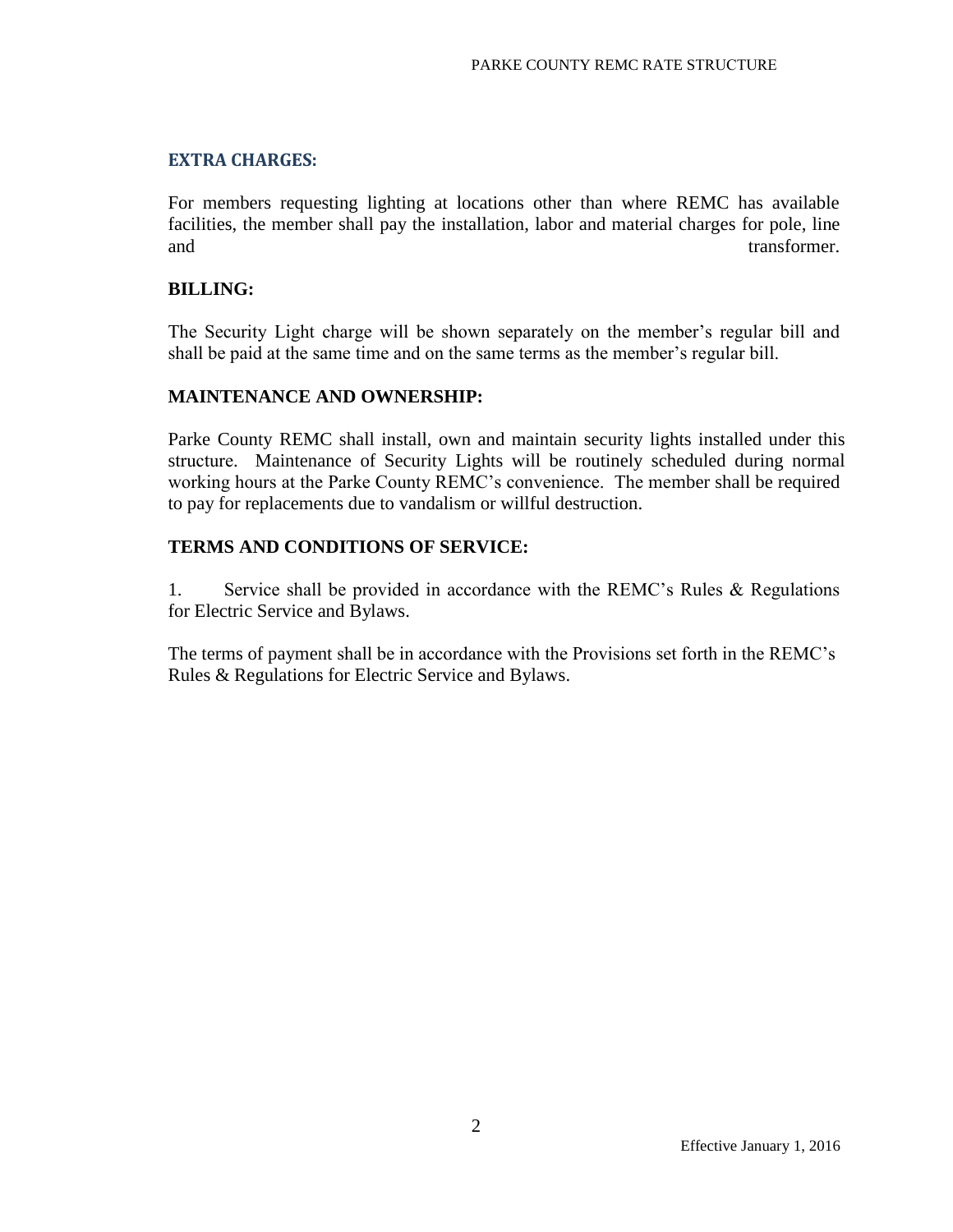## EXTRA CHARGES:

For members requesting lighting at locations other than where REMC has available facilities, the member shall pay the installation, labor and material charges for pole, line and transformer.

## BILLING:

The Security Light charge will be shown separately on the member's regular bill and shall be paid at the same time and on the same terms as the member's regular bill.

## MAINTENANCE AND OWNERSHIP:

Parke County REMC shall install, own and maintain security lights installed under this structure. Maintenance of Security Lights will be routinely scheduled during normal working hours at the Parke County REMC's convenience. The member shall be required to pay for replacements due to vandalism or willful destruction.

## TERMS AND CONDITIONS OF SERVICE:

1. Service shall be provided in accordance with the REMC's Rules & Regulations for Electric Service and Bylaws.

The terms of payment shall be in accordance with the Provisions set forth in the REMC's Rules & Regulations for Electric Service and Bylaws.

Effective January 1, 2016